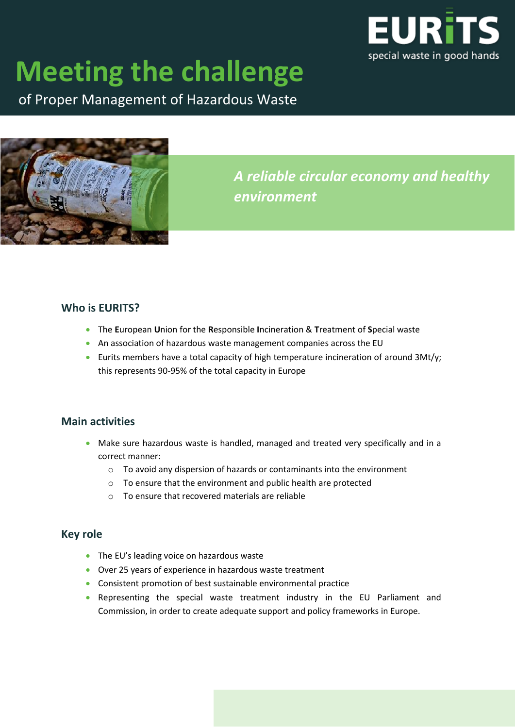EURiTS
special waste in good hands

# Meeting the challenge

of Proper Management of Hazardous Waste

*A reliable circular economy and healthy environment*

## Who is EURITS?

- The **E**uropean **U**nion for the **R**esponsible **I**ncineration & **T**reatment of **S**pecial waste
- An association of hazardous waste management companies across the EU
- Eurits members have a total capacity of high temperature incineration of around 3Mt/y; this represents 90-95% of the total capacity in Europe

## Main activities

- Make sure hazardous waste is handled, managed and treated very specifically and in a correct manner:
    - To avoid any dispersion of hazards or contaminants into the environment
    - To ensure that the environment and public health are protected
    - To ensure that recovered materials are reliable

## Key role

- The EU's leading voice on hazardous waste
- Over 25 years of experience in hazardous waste treatment
- Consistent promotion of best sustainable environmental practice
- Representing the special waste treatment industry in the EU Parliament and Commission, in order to create adequate support and policy frameworks in Europe.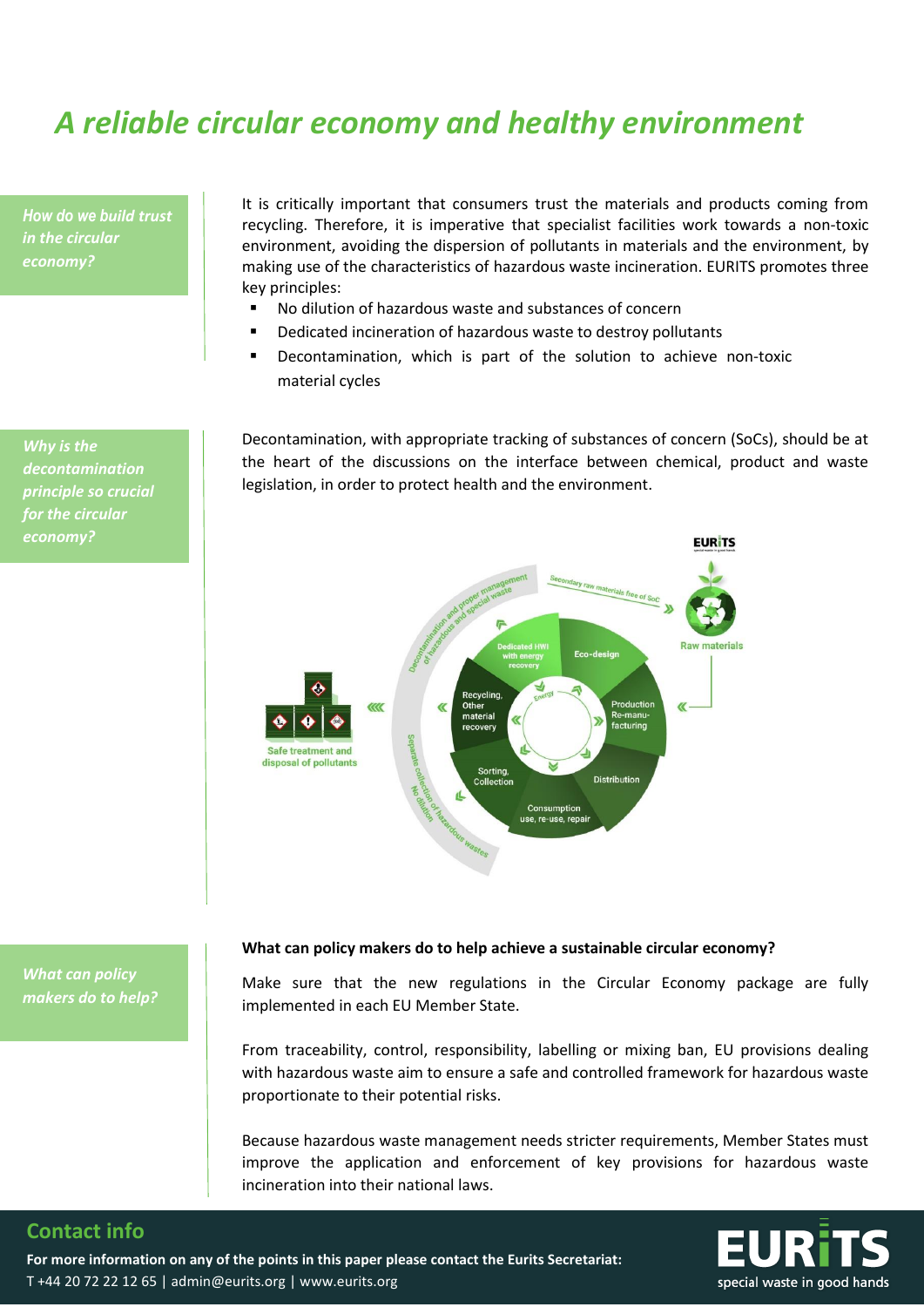# A reliable circular economy and healthy environment

*How do we build trust in the circular economy?*

It is critically important that consumers trust the materials and products coming from recycling. Therefore, it is imperative that specialist facilities work towards a non-toxic environment, avoiding the dispersion of pollutants in materials and the environment, by making use of the characteristics of hazardous waste incineration. EURITS promotes three key principles:

- No dilution of hazardous waste and substances of concern
- Dedicated incineration of hazardous waste to destroy pollutants
- Decontamination, which is part of the solution to achieve non-toxic material cycles

*Why is the decontamination principle so crucial for the circular economy?*

Decontamination, with appropriate tracking of substances of concern (SoCs), should be at the heart of the discussions on the interface between chemical, product and waste legislation, in order to protect health and the environment.

EURITS

Secondary raw materials free of SoC

Raw materials

Decontamination and proper management of hazardous and special waste

Dedicated HWI with energy recovery

Eco-design

Energy

Recycling, Other material recovery

Production Re-manu-facturing

Safe treatment and disposal of pollutants

Sorting, Collection

Distribution

Consumption use, re-use, repair

Separate collection of hazardous wastes

No dilution

*What can policy makers do to help?*

**What can policy makers do to help achieve a sustainable circular economy?**

Make sure that the new regulations in the Circular Economy package are fully implemented in each EU Member State.

From traceability, control, responsibility, labelling or mixing ban, EU provisions dealing with hazardous waste aim to ensure a safe and controlled framework for hazardous waste proportionate to their potential risks.

Because hazardous waste management needs stricter requirements, Member States must improve the application and enforcement of key provisions for hazardous waste incineration into their national laws.

## Contact info

**For more information on any of the points in this paper please contact the Eurits Secretariat:**

T +44 20 72 22 12 65 | admin@eurits.org | www.eurits.org

EURITS special waste in good hands